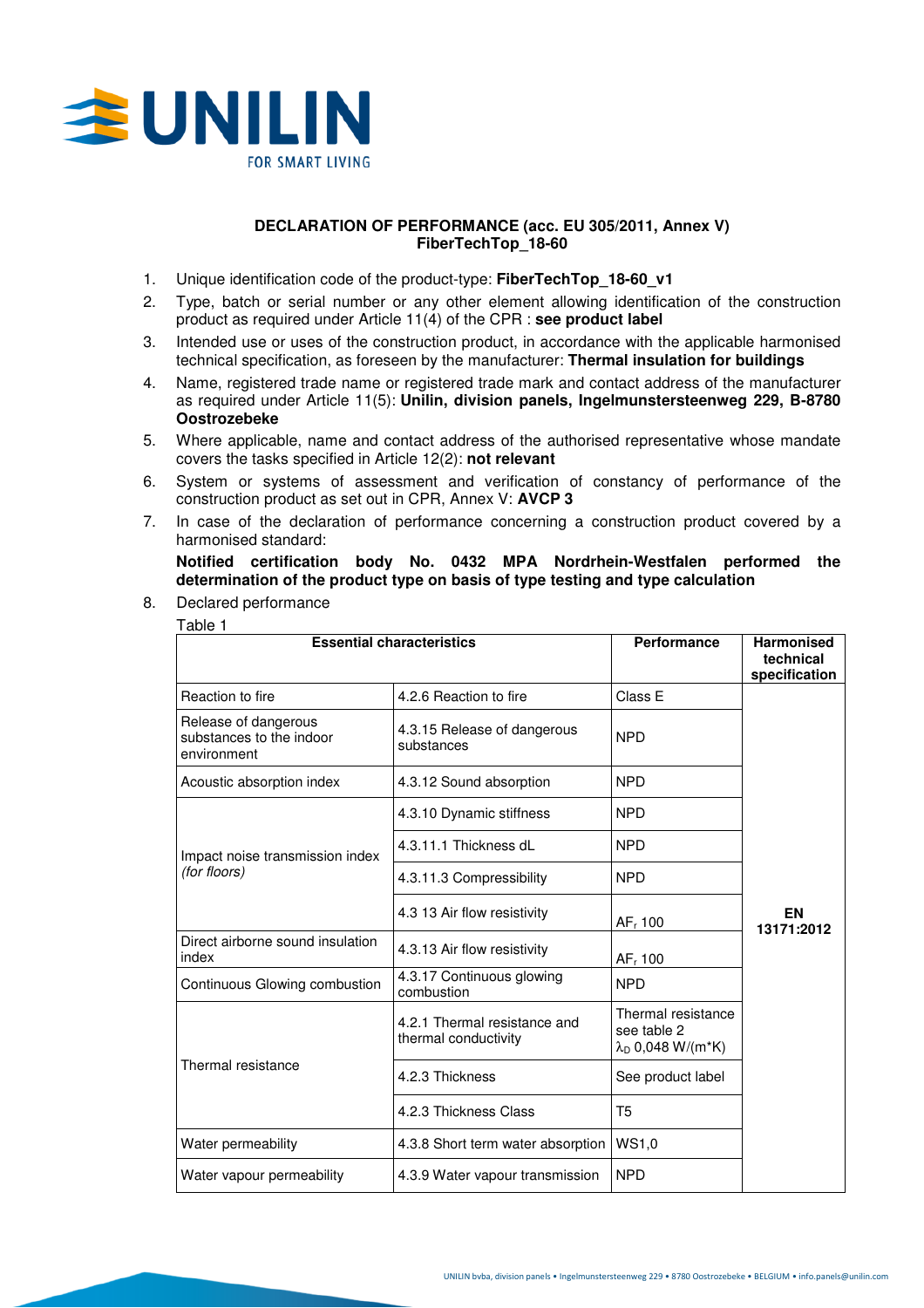**DECLARATION OF PERFORMANCE (acc. EU 305/2011, Annex V)**
**FiberTechTop_18-60**

1. Unique identification code of the product-type: **FiberTechTop_18-60_v1**
2. Type, batch or serial number or any other element allowing identification of the construction product as required under Article 11(4) of the CPR : **see product label**
3. Intended use or uses of the construction product, in accordance with the applicable harmonised technical specification, as foreseen by the manufacturer: **Thermal insulation for buildings**
4. Name, registered trade name or registered trade mark and contact address of the manufacturer as required under Article 11(5): **Unilin, division panels, Ingelmunstersteenweg 229, B-8780 Oostrozebeke**
5. Where applicable, name and contact address of the authorised representative whose mandate covers the tasks specified in Article 12(2): **not relevant**
6. System or systems of assessment and verification of constancy of performance of the construction product as set out in CPR, Annex V: **AVCP 3**
7. In case of the declaration of performance concerning a construction product covered by a harmonised standard:

   **Notified certification body No. 0432 MPA Nordrhein-Westfalen performed the determination of the product type on basis of type testing and type calculation**
8. Declared performance

Table 1

| Essential characteristics | | Performance | Harmonised technical specification |
|---|---|---|---|
| Reaction to fire | 4.2.6 Reaction to fire | Class E | EN 13171:2012 |
| Release of dangerous substances to the indoor environment | 4.3.15 Release of dangerous substances | NPD | |
| Acoustic absorption index | 4.3.12 Sound absorption | NPD | |
| Impact noise transmission index *(for floors)* | 4.3.10 Dynamic stiffness | NPD | |
| | 4.3.11.1 Thickness dL | NPD | |
| | 4.3.11.3 Compressibility | NPD | |
| | 4.3 13 Air flow resistivity | $AF_r$ 100 | |
| Direct airborne sound insulation index | 4.3.13 Air flow resistivity | $AF_r$ 100 | |
| Continuous Glowing combustion | 4.3.17 Continuous glowing combustion | NPD | |
| Thermal resistance | 4.2.1 Thermal resistance and thermal conductivity | Thermal resistance see table 2 $\lambda_D$ 0,048 W/(m*K) | |
| | 4.2.3 Thickness | See product label | |
| | 4.2.3 Thickness Class | T5 | |
| Water permeability | 4.3.8 Short term water absorption | WS1,0 | |
| Water vapour permeability | 4.3.9 Water vapour transmission | NPD | |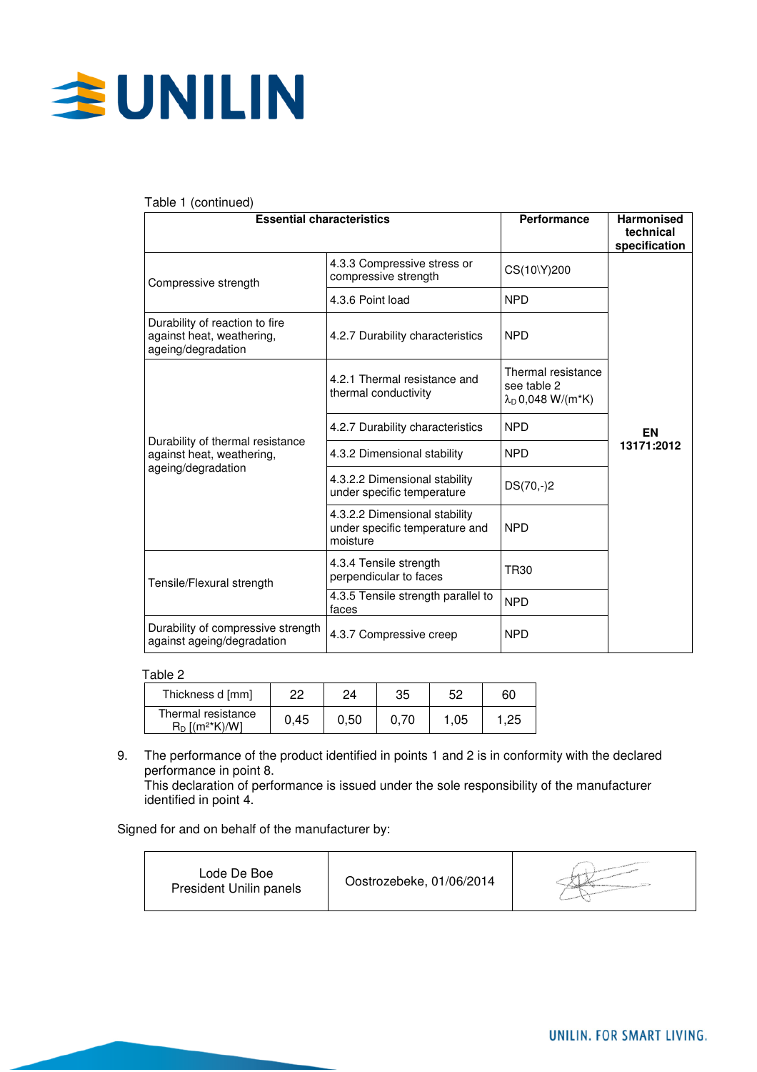Table 1 (continued)

| Essential characteristics | | Performance | Harmonised technical specification |
|---|---|---|---|
| Compressive strength | 4.3.3 Compressive stress or compressive strength | CS(10\Y)200 | EN 13171:2012 |
| | 4.3.6 Point load | NPD | |
| Durability of reaction to fire against heat, weathering, ageing/degradation | 4.2.7 Durability characteristics | NPD | |
| Durability of thermal resistance against heat, weathering, ageing/degradation | 4.2.1 Thermal resistance and thermal conductivity | Thermal resistance see table 2 $\lambda_D$ 0,048 W/(m*K) | |
| | 4.2.7 Durability characteristics | NPD | |
| | 4.3.2 Dimensional stability | NPD | |
| | 4.3.2.2 Dimensional stability under specific temperature | DS(70,-)2 | |
| | 4.3.2.2 Dimensional stability under specific temperature and moisture | NPD | |
| Tensile/Flexural strength | 4.3.4 Tensile strength perpendicular to faces | TR30 | |
| | 4.3.5 Tensile strength parallel to faces | NPD | |
| Durability of compressive strength against ageing/degradation | 4.3.7 Compressive creep | NPD | |

Table 2

| Thickness d [mm] | 22 | 24 | 35 | 52 | 60 |
|---|---|---|---|---|---|
| Thermal resistance $R_D$ [(m²*K)/W] | 0,45 | 0,50 | 0,70 | 1,05 | 1,25 |

9. The performance of the product identified in points 1 and 2 is in conformity with the declared performance in point 8.
   This declaration of performance is issued under the sole responsibility of the manufacturer identified in point 4.

Signed for and on behalf of the manufacturer by:

| Lode De Boe<br>President Unilin panels | Oostrozebeke, 01/06/2014 | |
|---|---|---|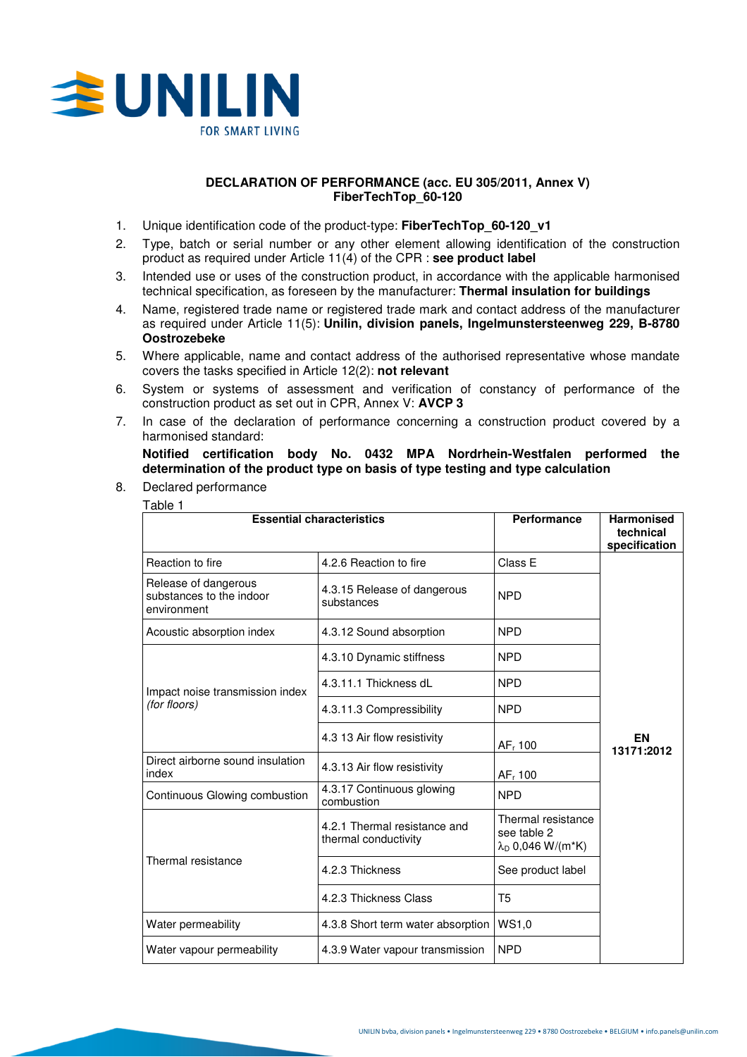**DECLARATION OF PERFORMANCE (acc. EU 305/2011, Annex V)**
**FiberTechTop_60-120**

1. Unique identification code of the product-type: **FiberTechTop_60-120_v1**
2. Type, batch or serial number or any other element allowing identification of the construction product as required under Article 11(4) of the CPR : **see product label**
3. Intended use or uses of the construction product, in accordance with the applicable harmonised technical specification, as foreseen by the manufacturer: **Thermal insulation for buildings**
4. Name, registered trade name or registered trade mark and contact address of the manufacturer as required under Article 11(5): **Unilin, division panels, Ingelmunstersteenweg 229, B-8780 Oostrozebeke**
5. Where applicable, name and contact address of the authorised representative whose mandate covers the tasks specified in Article 12(2): **not relevant**
6. System or systems of assessment and verification of constancy of performance of the construction product as set out in CPR, Annex V: **AVCP 3**
7. In case of the declaration of performance concerning a construction product covered by a harmonised standard:

   **Notified certification body No. 0432 MPA Nordrhein-Westfalen performed the determination of the product type on basis of type testing and type calculation**
8. Declared performance

Table 1

| Essential characteristics | | Performance | Harmonised technical specification |
|---|---|---|---|
| Reaction to fire | 4.2.6 Reaction to fire | Class E | EN 13171:2012 |
| Release of dangerous substances to the indoor environment | 4.3.15 Release of dangerous substances | NPD | |
| Acoustic absorption index | 4.3.12 Sound absorption | NPD | |
| Impact noise transmission index *(for floors)* | 4.3.10 Dynamic stiffness | NPD | |
| | 4.3.11.1 Thickness dL | NPD | |
| | 4.3.11.3 Compressibility | NPD | |
| | 4.3 13 Air flow resistivity | $AF_r$ 100 | |
| Direct airborne sound insulation index | 4.3.13 Air flow resistivity | $AF_r$ 100 | |
| Continuous Glowing combustion | 4.3.17 Continuous glowing combustion | NPD | |
| Thermal resistance | 4.2.1 Thermal resistance and thermal conductivity | Thermal resistance see table 2 $\lambda_D$ 0,046 W/(m*K) | |
| | 4.2.3 Thickness | See product label | |
| | 4.2.3 Thickness Class | T5 | |
| Water permeability | 4.3.8 Short term water absorption | WS1,0 | |
| Water vapour permeability | 4.3.9 Water vapour transmission | NPD | |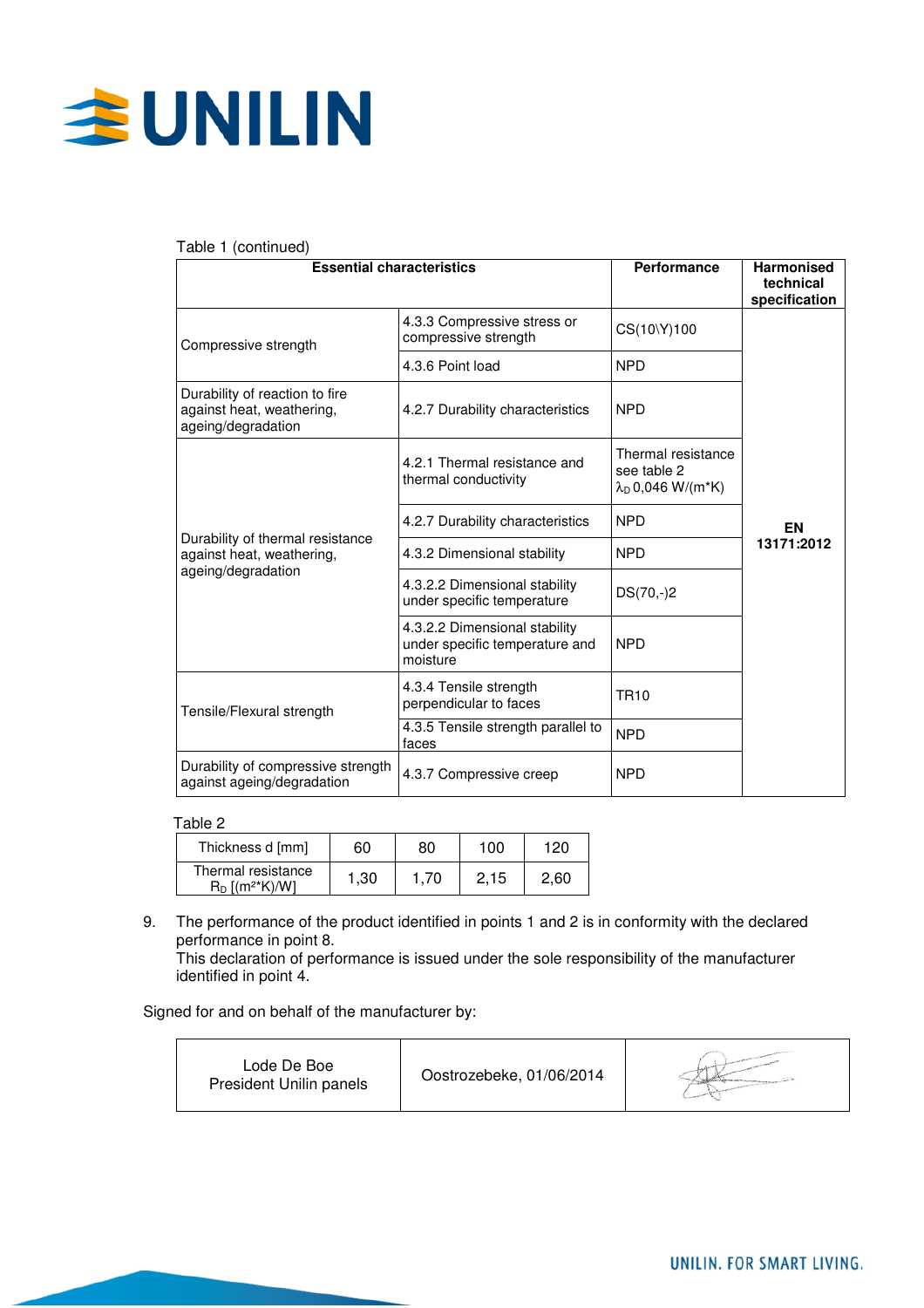Table 1 (continued)

| Essential characteristics | | Performance | Harmonised technical specification |
|---|---|---|---|
| Compressive strength | 4.3.3 Compressive stress or compressive strength | CS(10\Y)100 | EN 13171:2012 |
| | 4.3.6 Point load | NPD | |
| Durability of reaction to fire against heat, weathering, ageing/degradation | 4.2.7 Durability characteristics | NPD | |
| Durability of thermal resistance against heat, weathering, ageing/degradation | 4.2.1 Thermal resistance and thermal conductivity | Thermal resistance see table 2 $\lambda_D$ 0,046 W/(m*K) | |
| | 4.2.7 Durability characteristics | NPD | |
| | 4.3.2 Dimensional stability | NPD | |
| | 4.3.2.2 Dimensional stability under specific temperature | DS(70,-)2 | |
| | 4.3.2.2 Dimensional stability under specific temperature and moisture | NPD | |
| Tensile/Flexural strength | 4.3.4 Tensile strength perpendicular to faces | TR10 | |
| | 4.3.5 Tensile strength parallel to faces | NPD | |
| Durability of compressive strength against ageing/degradation | 4.3.7 Compressive creep | NPD | |

Table 2

| Thickness d [mm] | 60 | 80 | 100 | 120 |
|---|---|---|---|---|
| Thermal resistance $R_D$ [(m²*K)/W] | 1,30 | 1,70 | 2,15 | 2,60 |

9. The performance of the product identified in points 1 and 2 is in conformity with the declared performance in point 8.
   This declaration of performance is issued under the sole responsibility of the manufacturer identified in point 4.

Signed for and on behalf of the manufacturer by:

| | | |
|---|---|---|
| Lode De Boe<br>President Unilin panels | Oostrozebeke, 01/06/2014 | |